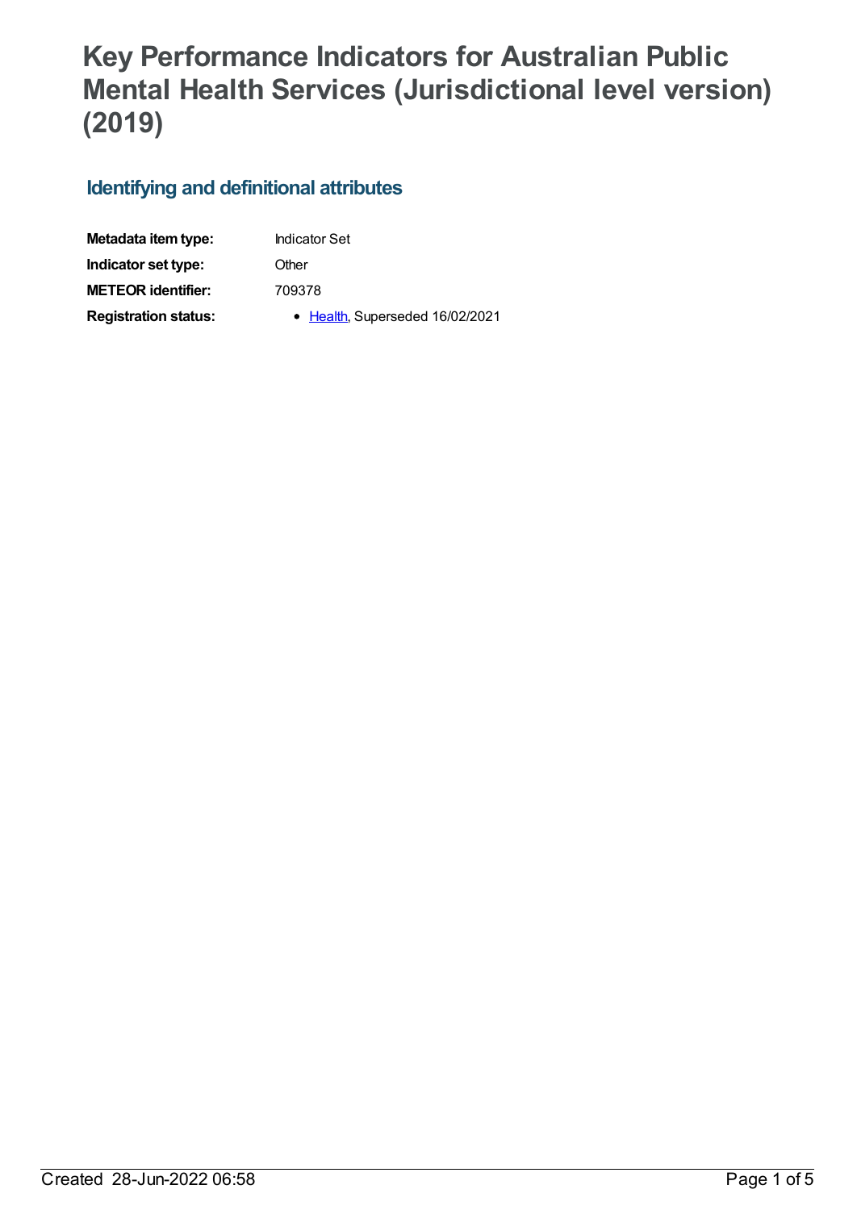# Key Performance Indicators for Australian Public Mental Health Services (Jurisdictional level version) (2019)

## Identifying and definitional attributes

| | |
|---|---|
| **Metadata item type:** | Indicator Set |
| **Indicator set type:** | Other |
| **METEOR identifier:** | 709378 |
| **Registration status:** | • Health, Superseded 16/02/2021 |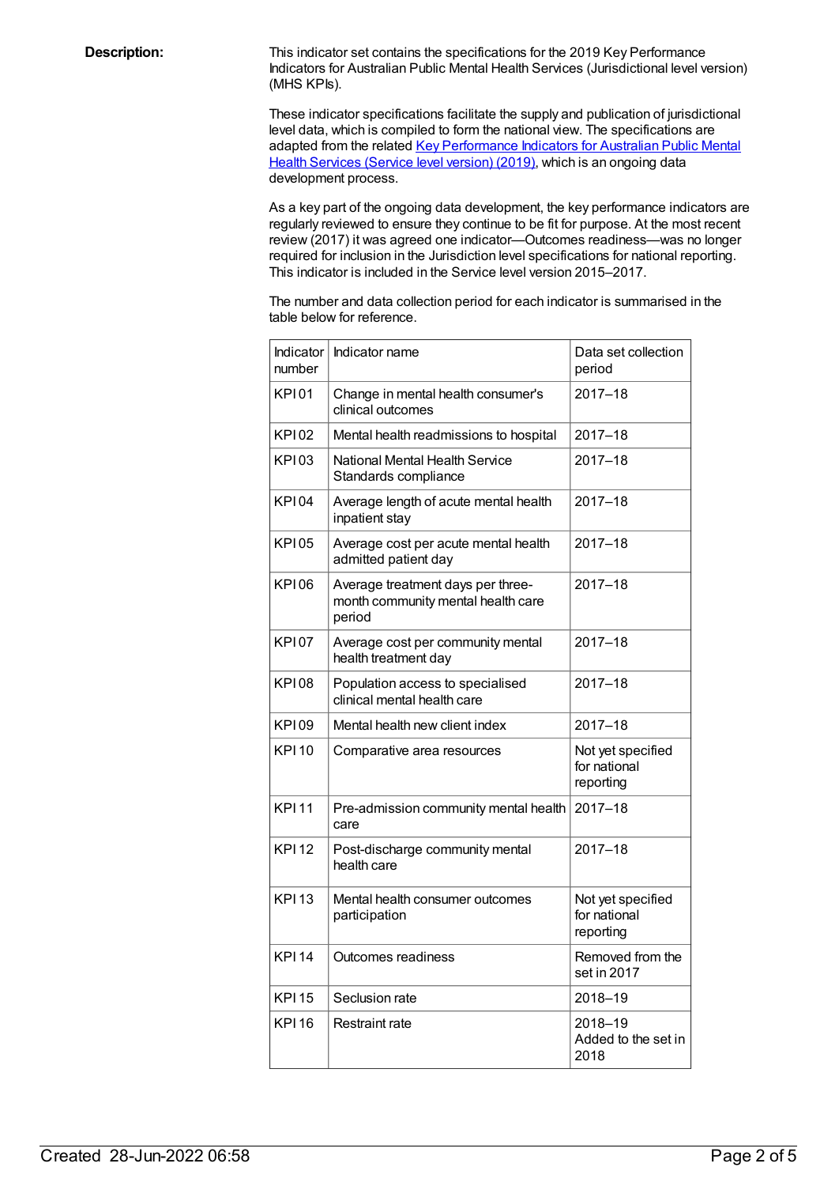**Description:**

This indicator set contains the specifications for the 2019 Key Performance Indicators for Australian Public Mental Health Services (Jurisdictional level version) (MHS KPIs).

These indicator specifications facilitate the supply and publication of jurisdictional level data, which is compiled to form the national view. The specifications are adapted from the related Key Performance Indicators for Australian Public Mental Health Services (Service level version) (2019), which is an ongoing data development process.

As a key part of the ongoing data development, the key performance indicators are regularly reviewed to ensure they continue to be fit for purpose. At the most recent review (2017) it was agreed one indicator—Outcomes readiness—was no longer required for inclusion in the Jurisdiction level specifications for national reporting. This indicator is included in the Service level version 2015–2017.

The number and data collection period for each indicator is summarised in the table below for reference.

| Indicator number | Indicator name | Data set collection period |
|---|---|---|
| KPI 01 | Change in mental health consumer's clinical outcomes | 2017–18 |
| KPI 02 | Mental health readmissions to hospital | 2017–18 |
| KPI 03 | National Mental Health Service Standards compliance | 2017–18 |
| KPI 04 | Average length of acute mental health inpatient stay | 2017–18 |
| KPI 05 | Average cost per acute mental health admitted patient day | 2017–18 |
| KPI 06 | Average treatment days per three-month community mental health care period | 2017–18 |
| KPI 07 | Average cost per community mental health treatment day | 2017–18 |
| KPI 08 | Population access to specialised clinical mental health care | 2017–18 |
| KPI 09 | Mental health new client index | 2017–18 |
| KPI 10 | Comparative area resources | Not yet specified for national reporting |
| KPI 11 | Pre-admission community mental health care | 2017–18 |
| KPI 12 | Post-discharge community mental health care | 2017–18 |
| KPI 13 | Mental health consumer outcomes participation | Not yet specified for national reporting |
| KPI 14 | Outcomes readiness | Removed from the set in 2017 |
| KPI 15 | Seclusion rate | 2018–19 |
| KPI 16 | Restraint rate | 2018–19 Added to the set in 2018 |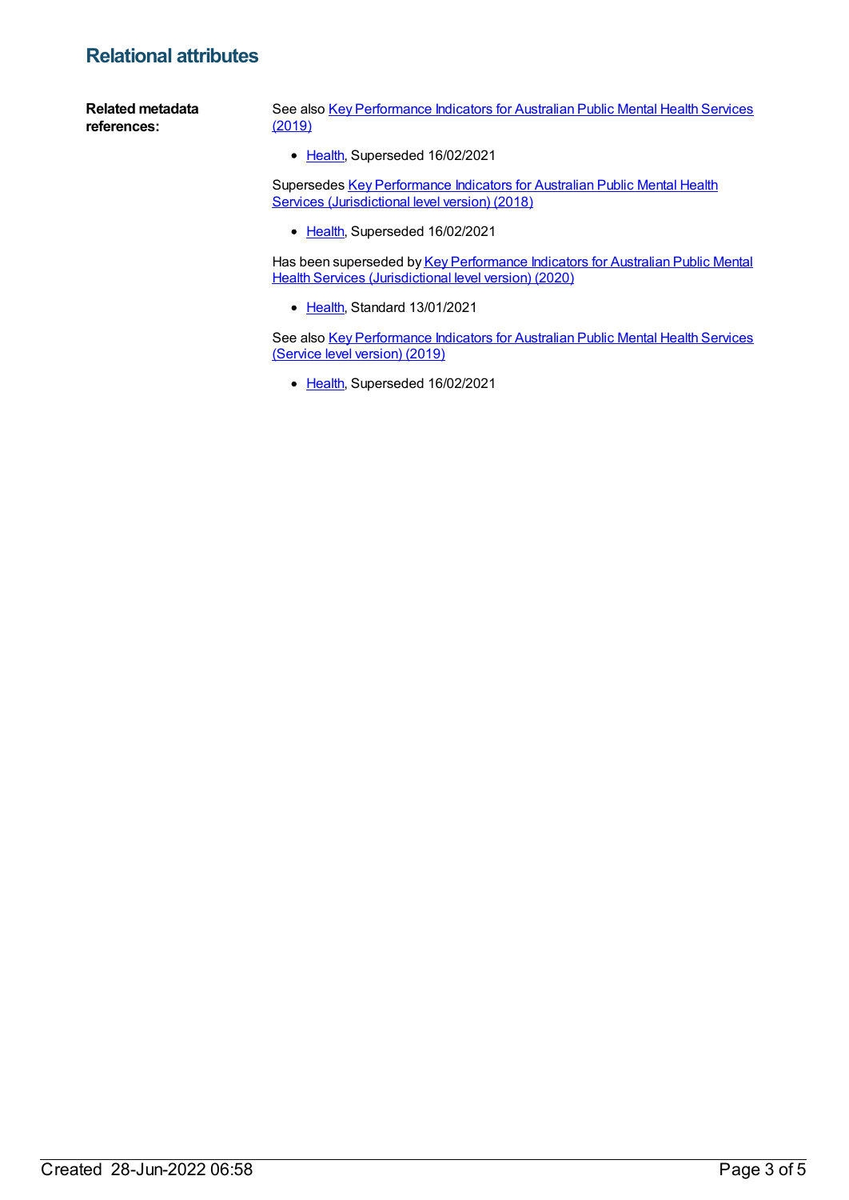## Relational attributes

**Related metadata references:**

See also Key Performance Indicators for Australian Public Mental Health Services (2019)

- Health, Superseded 16/02/2021

Supersedes Key Performance Indicators for Australian Public Mental Health Services (Jurisdictional level version) (2018)

- Health, Superseded 16/02/2021

Has been superseded by Key Performance Indicators for Australian Public Mental Health Services (Jurisdictional level version) (2020)

- Health, Standard 13/01/2021

See also Key Performance Indicators for Australian Public Mental Health Services (Service level version) (2019)

- Health, Superseded 16/02/2021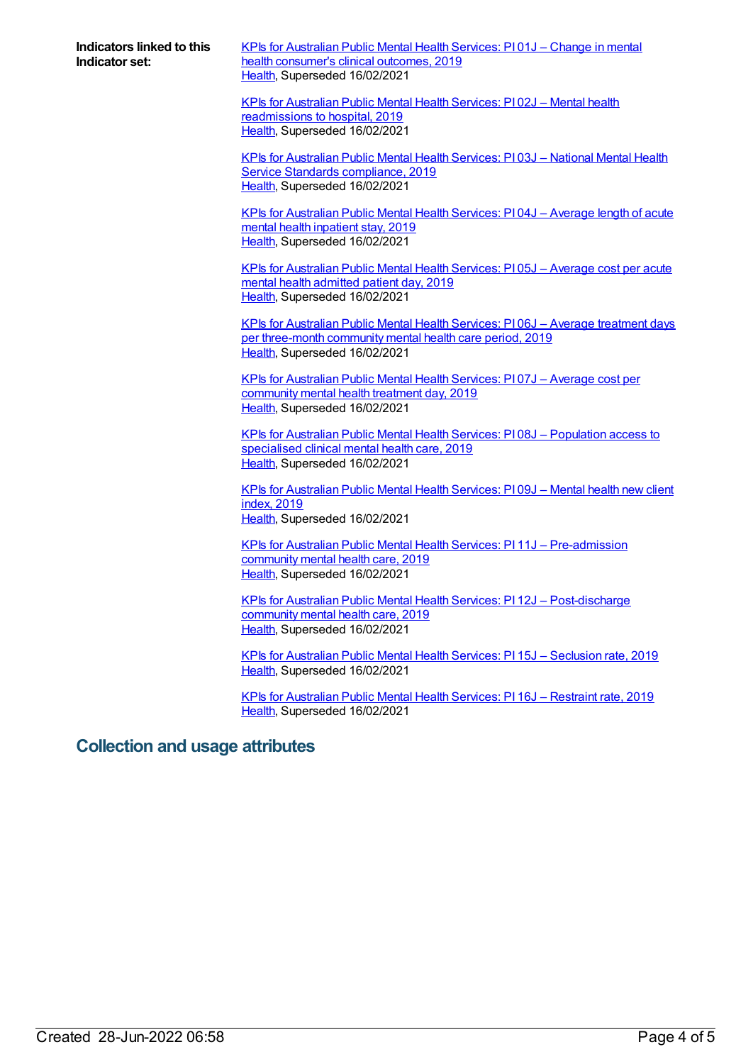**Indicators linked to this Indicator set:**

KPIs for Australian Public Mental Health Services: PI 01J – Change in mental health consumer's clinical outcomes, 2019
Health, Superseded 16/02/2021

KPIs for Australian Public Mental Health Services: PI 02J – Mental health readmissions to hospital, 2019
Health, Superseded 16/02/2021

KPIs for Australian Public Mental Health Services: PI 03J – National Mental Health Service Standards compliance, 2019
Health, Superseded 16/02/2021

KPIs for Australian Public Mental Health Services: PI 04J – Average length of acute mental health inpatient stay, 2019
Health, Superseded 16/02/2021

KPIs for Australian Public Mental Health Services: PI 05J – Average cost per acute mental health admitted patient day, 2019
Health, Superseded 16/02/2021

KPIs for Australian Public Mental Health Services: PI 06J – Average treatment days per three-month community mental health care period, 2019
Health, Superseded 16/02/2021

KPIs for Australian Public Mental Health Services: PI 07J – Average cost per community mental health treatment day, 2019
Health, Superseded 16/02/2021

KPIs for Australian Public Mental Health Services: PI 08J – Population access to specialised clinical mental health care, 2019
Health, Superseded 16/02/2021

KPIs for Australian Public Mental Health Services: PI 09J – Mental health new client index, 2019
Health, Superseded 16/02/2021

KPIs for Australian Public Mental Health Services: PI 11J – Pre-admission community mental health care, 2019
Health, Superseded 16/02/2021

KPIs for Australian Public Mental Health Services: PI 12J – Post-discharge community mental health care, 2019
Health, Superseded 16/02/2021

KPIs for Australian Public Mental Health Services: PI 15J – Seclusion rate, 2019
Health, Superseded 16/02/2021

KPIs for Australian Public Mental Health Services: PI 16J – Restraint rate, 2019
Health, Superseded 16/02/2021

## Collection and usage attributes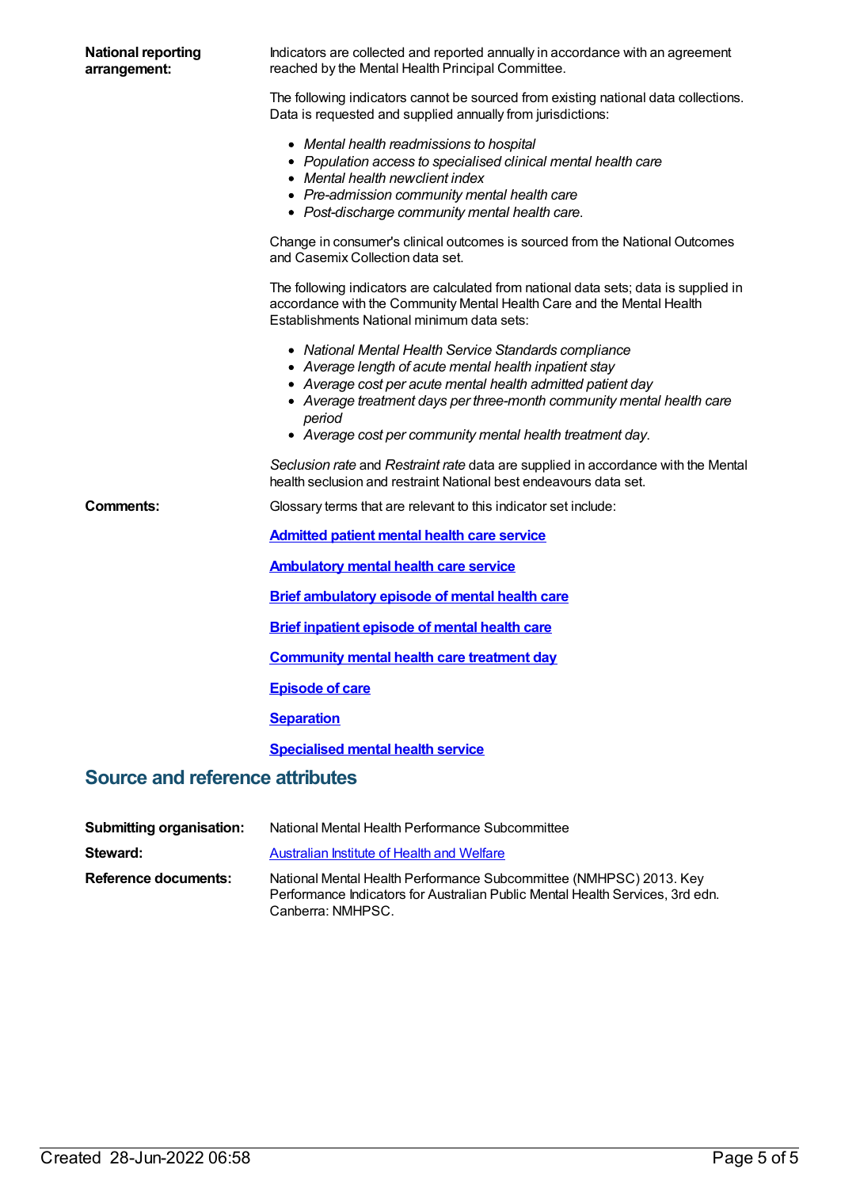**National reporting arrangement:**

Indicators are collected and reported annually in accordance with an agreement reached by the Mental Health Principal Committee.

The following indicators cannot be sourced from existing national data collections. Data is requested and supplied annually from jurisdictions:

- *Mental health readmissions to hospital*
- *Population access to specialised clinical mental health care*
- *Mental health newclient index*
- *Pre-admission community mental health care*
- *Post-discharge community mental health care*.

Change in consumer's clinical outcomes is sourced from the National Outcomes and Casemix Collection data set.

The following indicators are calculated from national data sets; data is supplied in accordance with the Community Mental Health Care and the Mental Health Establishments National minimum data sets:

- *National Mental Health Service Standards compliance*
- *Average length of acute mental health inpatient stay*
- *Average cost per acute mental health admitted patient day*
- *Average treatment days per three-month community mental health care period*
- *Average cost per community mental health treatment day*.

*Seclusion rate* and *Restraint rate* data are supplied in accordance with the Mental health seclusion and restraint National best endeavours data set.

**Comments:**

Glossary terms that are relevant to this indicator set include:

**Admitted patient mental health care service**

**Ambulatory mental health care service**

**Brief ambulatory episode of mental health care**

**Brief inpatient episode of mental health care**

**Community mental health care treatment day**

**Episode of care**

**Separation**

**Specialised mental health service**

## Source and reference attributes

**Submitting organisation:** National Mental Health Performance Subcommittee

**Steward:** Australian Institute of Health and Welfare

**Reference documents:** National Mental Health Performance Subcommittee (NMHPSC) 2013. Key Performance Indicators for Australian Public Mental Health Services, 3rd edn. Canberra: NMHPSC.